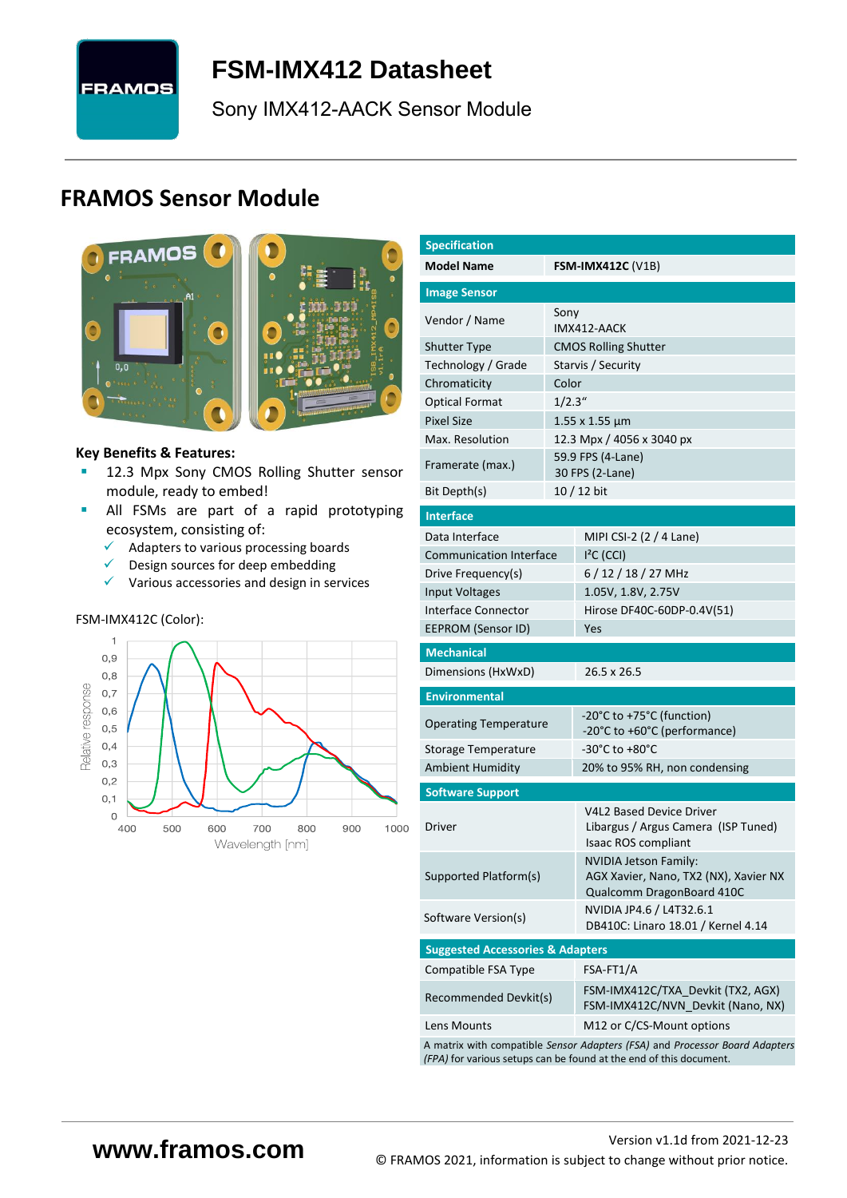# FSM-IMX412 Datasheet

Sony IMX412-AACK Sensor Module

## FRAMOS Sensor Module

**Key Benefits & Features:**

- 12.3 Mpx Sony CMOS Rolling Shutter sensor module, ready to embed!
- All FSMs are part of a rapid prototyping ecosystem, consisting of:
  - ✓ Adapters to various processing boards
  - ✓ Design sources for deep embedding
  - ✓ Various accessories and design in services

FSM-IMX412C (Color):

| Specification | |
|---|---|
| **Model Name** | **FSM-IMX412C** (V1B) |
| **Image Sensor** | |
| Vendor / Name | Sony<br>IMX412-AACK |
| Shutter Type | CMOS Rolling Shutter |
| Technology / Grade | Starvis / Security |
| Chromaticity | Color |
| Optical Format | 1/2.3“ |
| Pixel Size | 1.55 x 1.55 µm |
| Max. Resolution | 12.3 Mpx / 4056 x 3040 px |
| Framerate (max.) | 59.9 FPS (4-Lane)<br>30 FPS (2-Lane) |
| Bit Depth(s) | 10 / 12 bit |
| **Interface** | |
| Data Interface | MIPI CSI-2 (2 / 4 Lane) |
| Communication Interface | I²C (CCI) |
| Drive Frequency(s) | 6 / 12 / 18 / 27 MHz |
| Input Voltages | 1.05V, 1.8V, 2.75V |
| Interface Connector | Hirose DF40C-60DP-0.4V(51) |
| EEPROM (Sensor ID) | Yes |
| **Mechanical** | |
| Dimensions (HxWxD) | 26.5 x 26.5 |
| **Environmental** | |
| Operating Temperature | -20°C to +75°C (function)<br>-20°C to +60°C (performance) |
| Storage Temperature | -30°C to +80°C |
| Ambient Humidity | 20% to 95% RH, non condensing |
| **Software Support** | |
| Driver | V4L2 Based Device Driver<br>Libargus / Argus Camera (ISP Tuned)<br>Isaac ROS compliant |
| Supported Platform(s) | NVIDIA Jetson Family:<br>AGX Xavier, Nano, TX2 (NX), Xavier NX<br>Qualcomm DragonBoard 410C |
| Software Version(s) | NVIDIA JP4.6 / L4T32.6.1<br>DB410C: Linaro 18.01 / Kernel 4.14 |
| **Suggested Accessories & Adapters** | |
| Compatible FSA Type | FSA-FT1/A |
| Recommended Devkit(s) | FSM-IMX412C/TXA_Devkit (TX2, AGX)<br>FSM-IMX412C/NVN_Devkit (Nano, NX) |
| Lens Mounts | M12 or C/CS-Mount options |

A matrix with compatible *Sensor Adapters (FSA)* and *Processor Board Adapters (FPA)* for various setups can be found at the end of this document.

www.framos.com

Version v1.1d from 2021-12-23

© FRAMOS 2021, information is subject to change without prior notice.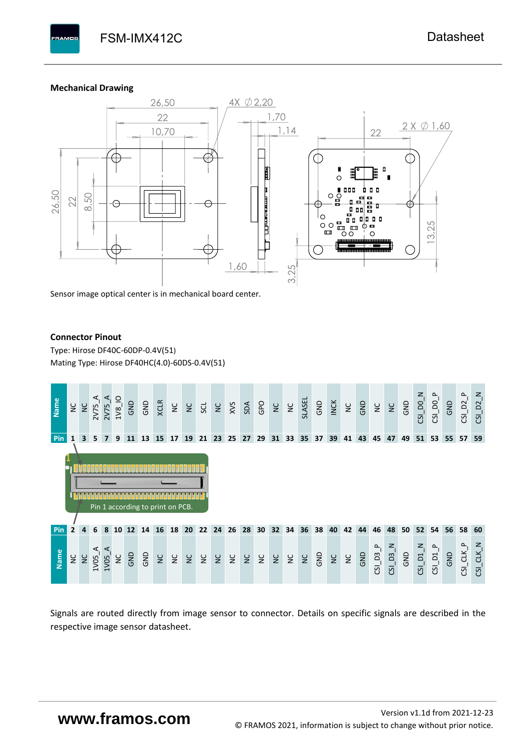### Mechanical Drawing

Sensor image optical center is in mechanical board center.

### Connector Pinout

Type: Hirose DF40C-60DP-0.4V(51)

Mating Type: Hirose DF40HC(4.0)-60DS-0.4V(51)

| Name | NC | NC | 2V75_A | 2V75_A | 1V8_IO | GND | GND | XCLR | NC | NC | SCL | NC | XVS | SDA | GPO | NC | NC | SLASEL | GND | INCK | NC | GND | NC | NC | GND | CSI_D0_N | CSI_D0_P | GND | CSI_D2_P | CSI_D2_N |
|---|---|---|---|---|---|---|---|---|---|---|---|---|---|---|---|---|---|---|---|---|---|---|---|---|---|---|---|---|---|---|
| Pin | 1 | 3 | 5 | 7 | 9 | 11 | 13 | 15 | 17 | 19 | 21 | 23 | 25 | 27 | 29 | 31 | 33 | 35 | 37 | 39 | 41 | 43 | 45 | 47 | 49 | 51 | 53 | 55 | 57 | 59 |
| Pin | 2 | 4 | 6 | 8 | 10 | 12 | 14 | 16 | 18 | 20 | 22 | 24 | 26 | 28 | 30 | 32 | 34 | 36 | 38 | 40 | 42 | 44 | 46 | 48 | 50 | 52 | 54 | 56 | 58 | 60 |
| Name | NC | NC | 1V05_A | 1V05_A | NC | GND | GND | NC | NC | NC | NC | NC | NC | NC | NC | NC | NC | NC | GND | NC | NC | GND | CSI_D3_P | CSI_D3_N | GND | CSI_D1_N | CSI_D1_P | GND | CSI_CLK_P | CSI_CLK_N |

Pin 1 according to print on PCB.

Signals are routed directly from image sensor to connector. Details on specific signals are described in the respective image sensor datasheet.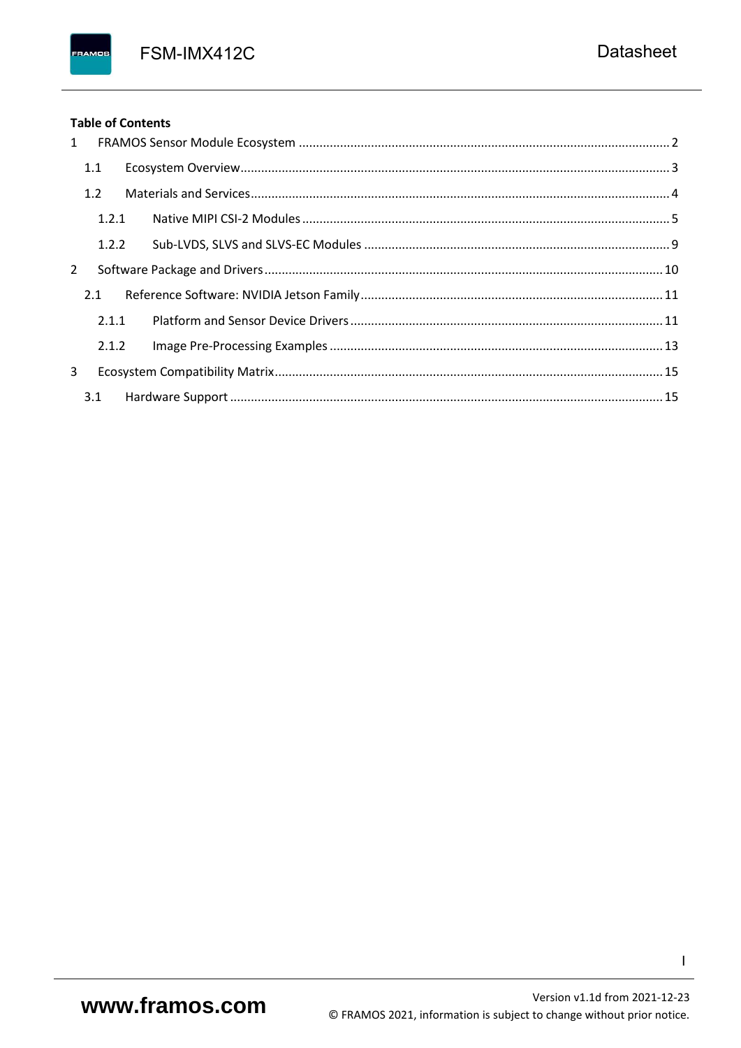**Table of Contents**

1 FRAMOS Sensor Module Ecosystem .......... 2

  1.1 Ecosystem Overview .......... 3

  1.2 Materials and Services .......... 4

    1.2.1 Native MIPI CSI-2 Modules .......... 5

    1.2.2 Sub-LVDS, SLVS and SLVS-EC Modules .......... 9

2 Software Package and Drivers .......... 10

  2.1 Reference Software: NVIDIA Jetson Family .......... 11

    2.1.1 Platform and Sensor Device Drivers .......... 11

    2.1.2 Image Pre-Processing Examples .......... 13

3 Ecosystem Compatibility Matrix .......... 15

  3.1 Hardware Support .......... 15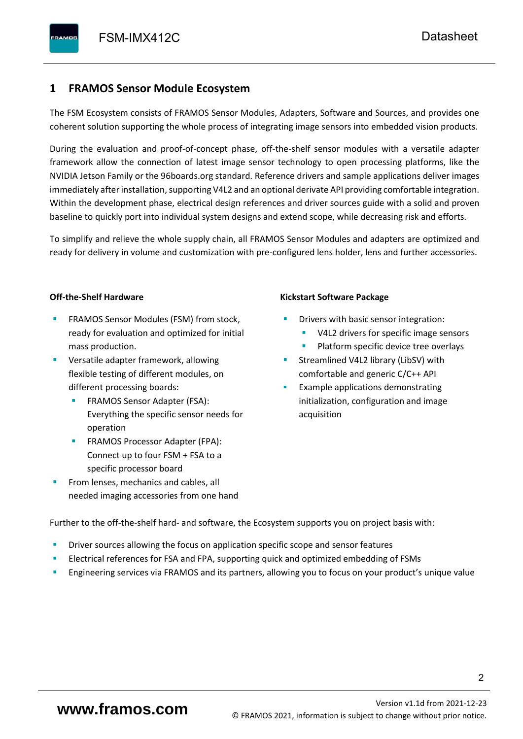# 1 FRAMOS Sensor Module Ecosystem

The FSM Ecosystem consists of FRAMOS Sensor Modules, Adapters, Software and Sources, and provides one coherent solution supporting the whole process of integrating image sensors into embedded vision products.

During the evaluation and proof-of-concept phase, off-the-shelf sensor modules with a versatile adapter framework allow the connection of latest image sensor technology to open processing platforms, like the NVIDIA Jetson Family or the 96boards.org standard. Reference drivers and sample applications deliver images immediately after installation, supporting V4L2 and an optional derivate API providing comfortable integration. Within the development phase, electrical design references and driver sources guide with a solid and proven baseline to quickly port into individual system designs and extend scope, while decreasing risk and efforts.

To simplify and relieve the whole supply chain, all FRAMOS Sensor Modules and adapters are optimized and ready for delivery in volume and customization with pre-configured lens holder, lens and further accessories.

**Off-the-Shelf Hardware**

- FRAMOS Sensor Modules (FSM) from stock, ready for evaluation and optimized for initial mass production.
- Versatile adapter framework, allowing flexible testing of different modules, on different processing boards:
  - FRAMOS Sensor Adapter (FSA): Everything the specific sensor needs for operation
  - FRAMOS Processor Adapter (FPA): Connect up to four FSM + FSA to a specific processor board
- From lenses, mechanics and cables, all needed imaging accessories from one hand

**Kickstart Software Package**

- Drivers with basic sensor integration:
  - V4L2 drivers for specific image sensors
  - Platform specific device tree overlays
- Streamlined V4L2 library (LibSV) with comfortable and generic C/C++ API
- Example applications demonstrating initialization, configuration and image acquisition

Further to the off-the-shelf hard- and software, the Ecosystem supports you on project basis with:

- Driver sources allowing the focus on application specific scope and sensor features
- Electrical references for FSA and FPA, supporting quick and optimized embedding of FSMs
- Engineering services via FRAMOS and its partners, allowing you to focus on your product's unique value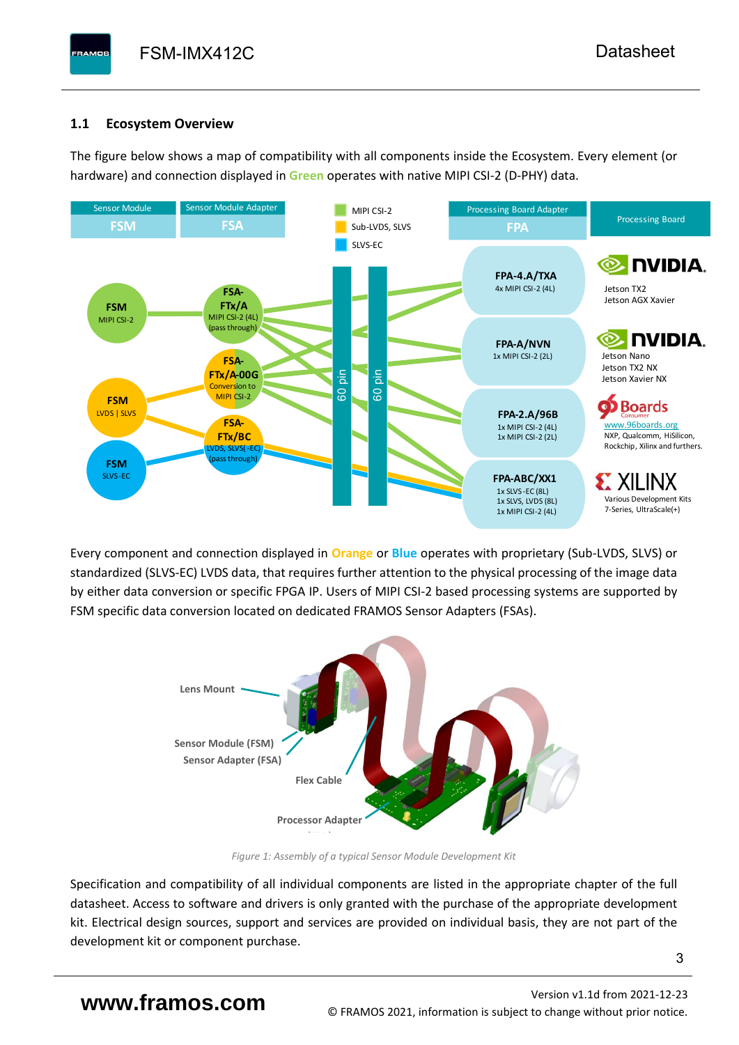## 1.1 Ecosystem Overview

The figure below shows a map of compatibility with all components inside the Ecosystem. Every element (or hardware) and connection displayed in **Green** operates with native MIPI CSI-2 (D-PHY) data.

Every component and connection displayed in **Orange** or **Blue** operates with proprietary (Sub-LVDS, SLVS) or standardized (SLVS-EC) LVDS data, that requires further attention to the physical processing of the image data by either data conversion or specific FPGA IP. Users of MIPI CSI-2 based processing systems are supported by FSM specific data conversion located on dedicated FRAMOS Sensor Adapters (FSAs).

*Figure 1: Assembly of a typical Sensor Module Development Kit*

Specification and compatibility of all individual components are listed in the appropriate chapter of the full datasheet. Access to software and drivers is only granted with the purchase of the appropriate development kit. Electrical design sources, support and services are provided on individual basis, they are not part of the development kit or component purchase.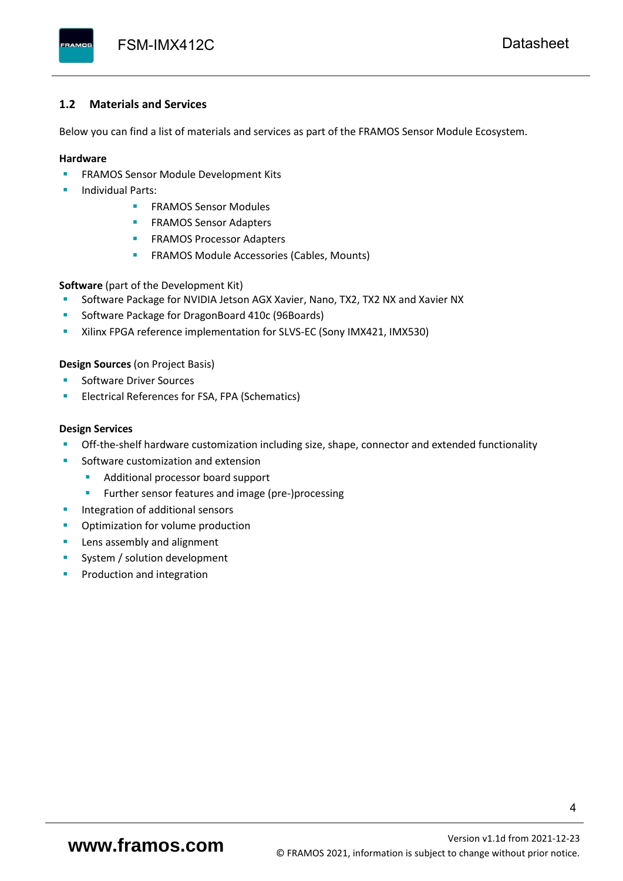## 1.2 Materials and Services

Below you can find a list of materials and services as part of the FRAMOS Sensor Module Ecosystem.

**Hardware**

- FRAMOS Sensor Module Development Kits
- Individual Parts:
  - FRAMOS Sensor Modules
  - FRAMOS Sensor Adapters
  - FRAMOS Processor Adapters
  - FRAMOS Module Accessories (Cables, Mounts)

**Software** (part of the Development Kit)

- Software Package for NVIDIA Jetson AGX Xavier, Nano, TX2, TX2 NX and Xavier NX
- Software Package for DragonBoard 410c (96Boards)
- Xilinx FPGA reference implementation for SLVS-EC (Sony IMX421, IMX530)

**Design Sources** (on Project Basis)

- Software Driver Sources
- Electrical References for FSA, FPA (Schematics)

**Design Services**

- Off-the-shelf hardware customization including size, shape, connector and extended functionality
- Software customization and extension
  - Additional processor board support
  - Further sensor features and image (pre-)processing
- Integration of additional sensors
- Optimization for volume production
- Lens assembly and alignment
- System / solution development
- Production and integration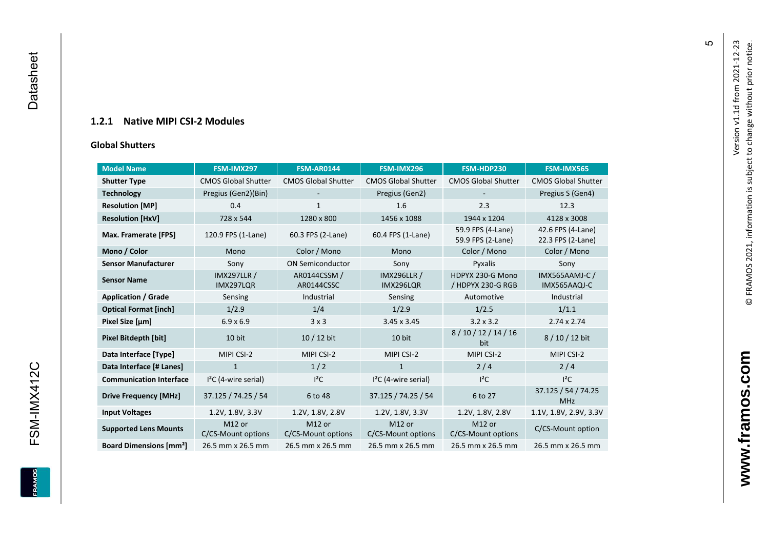### 1.2.1 Native MIPI CSI-2 Modules

**Global Shutters**

| Model Name | FSM-IMX297 | FSM-AR0144 | FSM-IMX296 | FSM-HDP230 | FSM-IMX565 |
|---|---|---|---|---|---|
| **Shutter Type** | CMOS Global Shutter | CMOS Global Shutter | CMOS Global Shutter | CMOS Global Shutter | CMOS Global Shutter |
| **Technology** | Pregius (Gen2)(Bin) | - | Pregius (Gen2) | - | Pregius S (Gen4) |
| **Resolution [MP]** | 0.4 | 1 | 1.6 | 2.3 | 12.3 |
| **Resolution [HxV]** | 728 x 544 | 1280 x 800 | 1456 x 1088 | 1944 x 1204 | 4128 x 3008 |
| **Max. Framerate [FPS]** | 120.9 FPS (1-Lane) | 60.3 FPS (2-Lane) | 60.4 FPS (1-Lane) | 59.9 FPS (4-Lane) 59.9 FPS (2-Lane) | 42.6 FPS (4-Lane) 22.3 FPS (2-Lane) |
| **Mono / Color** | Mono | Color / Mono | Mono | Color / Mono | Color / Mono |
| **Sensor Manufacturer** | Sony | ON Semiconductor | Sony | Pyxalis | Sony |
| **Sensor Name** | IMX297LLR / IMX297LQR | AR0144CSSM / AR0144CSSC | IMX296LLR / IMX296LQR | HDPYX 230-G Mono / HDPYX 230-G RGB | IMX565AAMJ-C / IMX565AAQJ-C |
| **Application / Grade** | Sensing | Industrial | Sensing | Automotive | Industrial |
| **Optical Format [inch]** | 1/2.9 | 1/4 | 1/2.9 | 1/2.5 | 1/1.1 |
| **Pixel Size [µm]** | 6.9 x 6.9 | 3 x 3 | 3.45 x 3.45 | 3.2 x 3.2 | 2.74 x 2.74 |
| **Pixel Bitdepth [bit]** | 10 bit | 10 / 12 bit | 10 bit | 8 / 10 / 12 / 14 / 16 bit | 8 / 10 / 12 bit |
| **Data Interface [Type]** | MIPI CSI-2 | MIPI CSI-2 | MIPI CSI-2 | MIPI CSI-2 | MIPI CSI-2 |
| **Data Interface [# Lanes]** | 1 | 1 / 2 | 1 | 2 / 4 | 2 / 4 |
| **Communication Interface** | I²C (4-wire serial) | I²C | I²C (4-wire serial) | I²C | I²C |
| **Drive Frequency [MHz]** | 37.125 / 74.25 / 54 | 6 to 48 | 37.125 / 74.25 / 54 | 6 to 27 | 37.125 / 54 / 74.25 MHz |
| **Input Voltages** | 1.2V, 1.8V, 3.3V | 1.2V, 1.8V, 2.8V | 1.2V, 1.8V, 3.3V | 1.2V, 1.8V, 2.8V | 1.1V, 1.8V, 2.9V, 3.3V |
| **Supported Lens Mounts** | M12 or C/CS-Mount options | M12 or C/CS-Mount options | M12 or C/CS-Mount options | M12 or C/CS-Mount options | C/CS-Mount option |
| **Board Dimensions [mm²]** | 26.5 mm x 26.5 mm | 26.5 mm x 26.5 mm | 26.5 mm x 26.5 mm | 26.5 mm x 26.5 mm | 26.5 mm x 26.5 mm |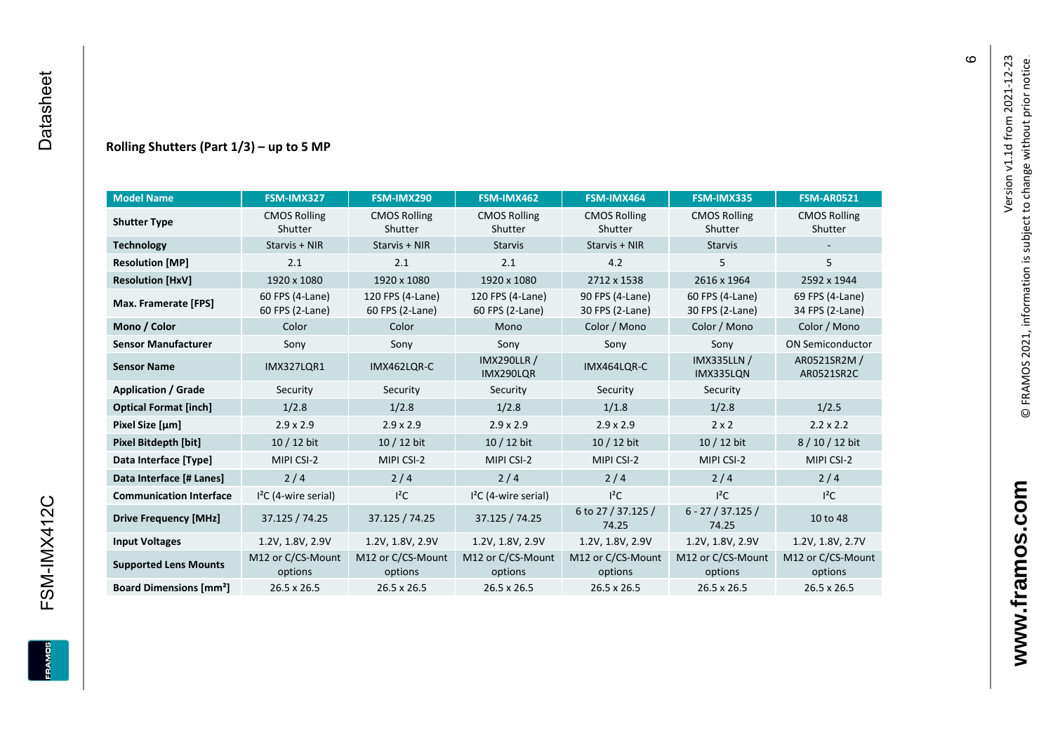### Rolling Shutters (Part 1/3) – up to 5 MP

| Model Name | FSM-IMX327 | FSM-IMX290 | FSM-IMX462 | FSM-IMX464 | FSM-IMX335 | FSM-AR0521 |
|---|---|---|---|---|---|---|
| **Shutter Type** | CMOS Rolling Shutter | CMOS Rolling Shutter | CMOS Rolling Shutter | CMOS Rolling Shutter | CMOS Rolling Shutter | CMOS Rolling Shutter |
| **Technology** | Starvis + NIR | Starvis + NIR | Starvis | Starvis + NIR | Starvis | - |
| **Resolution [MP]** | 2.1 | 2.1 | 2.1 | 4.2 | 5 | 5 |
| **Resolution [HxV]** | 1920 x 1080 | 1920 x 1080 | 1920 x 1080 | 2712 x 1538 | 2616 x 1964 | 2592 x 1944 |
| **Max. Framerate [FPS]** | 60 FPS (4-Lane) 60 FPS (2-Lane) | 120 FPS (4-Lane) 60 FPS (2-Lane) | 120 FPS (4-Lane) 60 FPS (2-Lane) | 90 FPS (4-Lane) 30 FPS (2-Lane) | 60 FPS (4-Lane) 30 FPS (2-Lane) | 69 FPS (4-Lane) 34 FPS (2-Lane) |
| **Mono / Color** | Color | Color | Mono | Color / Mono | Color / Mono | Color / Mono |
| **Sensor Manufacturer** | Sony | Sony | Sony | Sony | Sony | ON Semiconductor |
| **Sensor Name** | IMX327LQR1 | IMX462LQR-C | IMX290LLR / IMX290LQR | IMX464LQR-C | IMX335LLN / IMX335LQN | AR0521SR2M / AR0521SR2C |
| **Application / Grade** | Security | Security | Security | Security | Security | |
| **Optical Format [inch]** | 1/2.8 | 1/2.8 | 1/2.8 | 1/1.8 | 1/2.8 | 1/2.5 |
| **Pixel Size [µm]** | 2.9 x 2.9 | 2.9 x 2.9 | 2.9 x 2.9 | 2.9 x 2.9 | 2 x 2 | 2.2 x 2.2 |
| **Pixel Bitdepth [bit]** | 10 / 12 bit | 10 / 12 bit | 10 / 12 bit | 10 / 12 bit | 10 / 12 bit | 8 / 10 / 12 bit |
| **Data Interface [Type]** | MIPI CSI-2 | MIPI CSI-2 | MIPI CSI-2 | MIPI CSI-2 | MIPI CSI-2 | MIPI CSI-2 |
| **Data Interface [# Lanes]** | 2 / 4 | 2 / 4 | 2 / 4 | 2 / 4 | 2 / 4 | 2 / 4 |
| **Communication Interface** | I²C (4-wire serial) | I²C | I²C (4-wire serial) | I²C | I²C | I²C |
| **Drive Frequency [MHz]** | 37.125 / 74.25 | 37.125 / 74.25 | 37.125 / 74.25 | 6 to 27 / 37.125 / 74.25 | 6 - 27 / 37.125 / 74.25 | 10 to 48 |
| **Input Voltages** | 1.2V, 1.8V, 2.9V | 1.2V, 1.8V, 2.9V | 1.2V, 1.8V, 2.9V | 1.2V, 1.8V, 2.9V | 1.2V, 1.8V, 2.9V | 1.2V, 1.8V, 2.7V |
| **Supported Lens Mounts** | M12 or C/CS-Mount options | M12 or C/CS-Mount options | M12 or C/CS-Mount options | M12 or C/CS-Mount options | M12 or C/CS-Mount options | M12 or C/CS-Mount options |
| **Board Dimensions [mm²]** | 26.5 x 26.5 | 26.5 x 26.5 | 26.5 x 26.5 | 26.5 x 26.5 | 26.5 x 26.5 | 26.5 x 26.5 |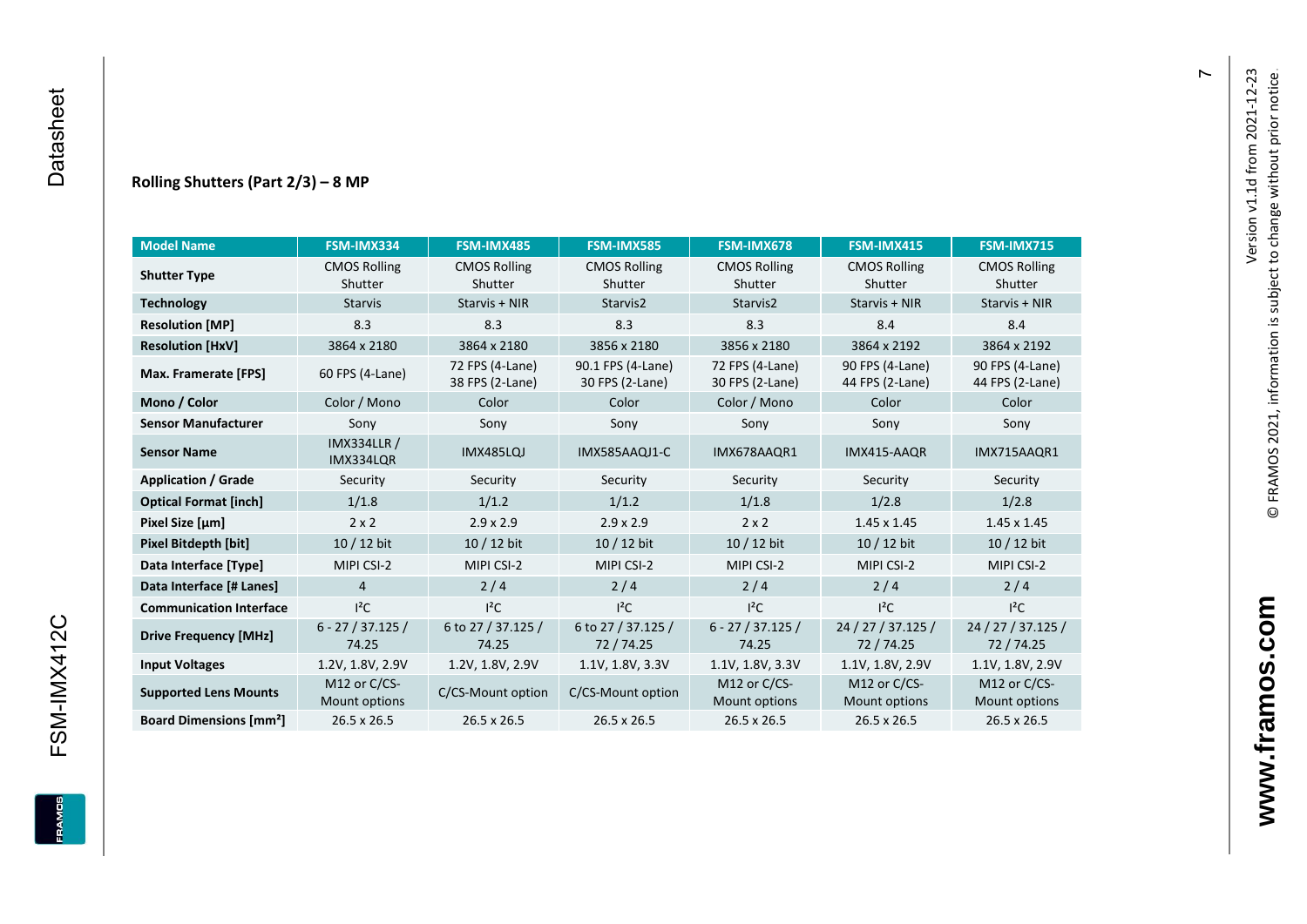### Rolling Shutters (Part 2/3) – 8 MP

| Model Name | FSM-IMX334 | FSM-IMX485 | FSM-IMX585 | FSM-IMX678 | FSM-IMX415 | FSM-IMX715 |
|---|---|---|---|---|---|---|
| **Shutter Type** | CMOS Rolling Shutter | CMOS Rolling Shutter | CMOS Rolling Shutter | CMOS Rolling Shutter | CMOS Rolling Shutter | CMOS Rolling Shutter |
| **Technology** | Starvis | Starvis + NIR | Starvis2 | Starvis2 | Starvis + NIR | Starvis + NIR |
| **Resolution [MP]** | 8.3 | 8.3 | 8.3 | 8.3 | 8.4 | 8.4 |
| **Resolution [HxV]** | 3864 x 2180 | 3864 x 2180 | 3856 x 2180 | 3856 x 2180 | 3864 x 2192 | 3864 x 2192 |
| **Max. Framerate [FPS]** | 60 FPS (4-Lane) | 72 FPS (4-Lane) 38 FPS (2-Lane) | 90.1 FPS (4-Lane) 30 FPS (2-Lane) | 72 FPS (4-Lane) 30 FPS (2-Lane) | 90 FPS (4-Lane) 44 FPS (2-Lane) | 90 FPS (4-Lane) 44 FPS (2-Lane) |
| **Mono / Color** | Color / Mono | Color | Color | Color / Mono | Color | Color |
| **Sensor Manufacturer** | Sony | Sony | Sony | Sony | Sony | Sony |
| **Sensor Name** | IMX334LLR / IMX334LQR | IMX485LQJ | IMX585AAQJ1-C | IMX678AAQR1 | IMX415-AAQR | IMX715AAQR1 |
| **Application / Grade** | Security | Security | Security | Security | Security | Security |
| **Optical Format [inch]** | 1/1.8 | 1/1.2 | 1/1.2 | 1/1.8 | 1/2.8 | 1/2.8 |
| **Pixel Size [µm]** | 2 x 2 | 2.9 x 2.9 | 2.9 x 2.9 | 2 x 2 | 1.45 x 1.45 | 1.45 x 1.45 |
| **Pixel Bitdepth [bit]** | 10 / 12 bit | 10 / 12 bit | 10 / 12 bit | 10 / 12 bit | 10 / 12 bit | 10 / 12 bit |
| **Data Interface [Type]** | MIPI CSI-2 | MIPI CSI-2 | MIPI CSI-2 | MIPI CSI-2 | MIPI CSI-2 | MIPI CSI-2 |
| **Data Interface [# Lanes]** | 4 | 2 / 4 | 2 / 4 | 2 / 4 | 2 / 4 | 2 / 4 |
| **Communication Interface** | I²C | I²C | I²C | I²C | I²C | I²C |
| **Drive Frequency [MHz]** | 6 - 27 / 37.125 / 74.25 | 6 to 27 / 37.125 / 74.25 | 6 to 27 / 37.125 / 72 / 74.25 | 6 - 27 / 37.125 / 74.25 | 24 / 27 / 37.125 / 72 / 74.25 | 24 / 27 / 37.125 / 72 / 74.25 |
| **Input Voltages** | 1.2V, 1.8V, 2.9V | 1.2V, 1.8V, 2.9V | 1.1V, 1.8V, 3.3V | 1.1V, 1.8V, 3.3V | 1.1V, 1.8V, 2.9V | 1.1V, 1.8V, 2.9V |
| **Supported Lens Mounts** | M12 or C/CS-Mount options | C/CS-Mount option | C/CS-Mount option | M12 or C/CS-Mount options | M12 or C/CS-Mount options | M12 or C/CS-Mount options |
| **Board Dimensions [mm²]** | 26.5 x 26.5 | 26.5 x 26.5 | 26.5 x 26.5 | 26.5 x 26.5 | 26.5 x 26.5 | 26.5 x 26.5 |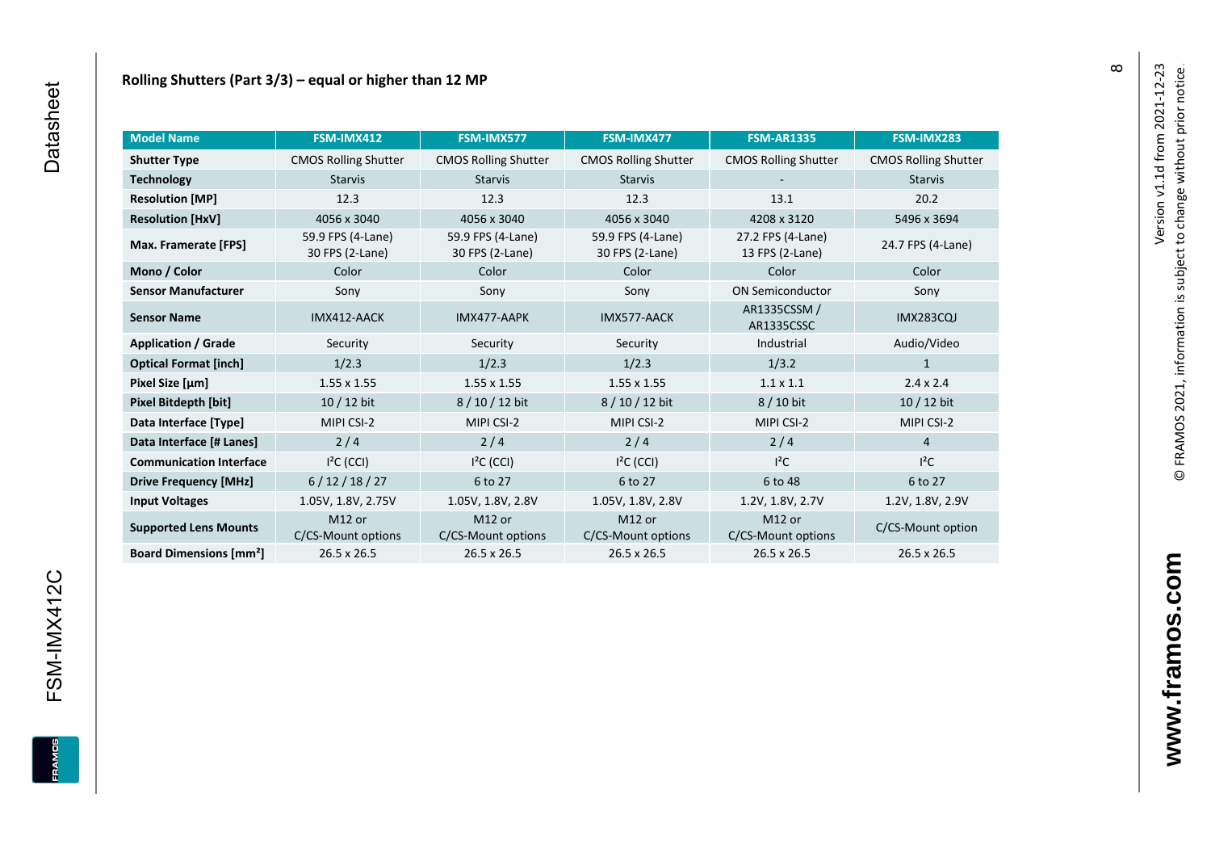## Rolling Shutters (Part 3/3) – equal or higher than 12 MP

| Model Name | FSM-IMX412 | FSM-IMX577 | FSM-IMX477 | FSM-AR1335 | FSM-IMX283 |
|---|---|---|---|---|---|
| **Shutter Type** | CMOS Rolling Shutter | CMOS Rolling Shutter | CMOS Rolling Shutter | CMOS Rolling Shutter | CMOS Rolling Shutter |
| **Technology** | Starvis | Starvis | Starvis | - | Starvis |
| **Resolution [MP]** | 12.3 | 12.3 | 12.3 | 13.1 | 20.2 |
| **Resolution [HxV]** | 4056 x 3040 | 4056 x 3040 | 4056 x 3040 | 4208 x 3120 | 5496 x 3694 |
| **Max. Framerate [FPS]** | 59.9 FPS (4-Lane) 30 FPS (2-Lane) | 59.9 FPS (4-Lane) 30 FPS (2-Lane) | 59.9 FPS (4-Lane) 30 FPS (2-Lane) | 27.2 FPS (4-Lane) 13 FPS (2-Lane) | 24.7 FPS (4-Lane) |
| **Mono / Color** | Color | Color | Color | Color | Color |
| **Sensor Manufacturer** | Sony | Sony | Sony | ON Semiconductor | Sony |
| **Sensor Name** | IMX412-AACK | IMX477-AAPK | IMX577-AACK | AR1335CSSM / AR1335CSSC | IMX283CQJ |
| **Application / Grade** | Security | Security | Security | Industrial | Audio/Video |
| **Optical Format [inch]** | 1/2.3 | 1/2.3 | 1/2.3 | 1/3.2 | 1 |
| **Pixel Size [µm]** | 1.55 x 1.55 | 1.55 x 1.55 | 1.55 x 1.55 | 1.1 x 1.1 | 2.4 x 2.4 |
| **Pixel Bitdepth [bit]** | 10 / 12 bit | 8 / 10 / 12 bit | 8 / 10 / 12 bit | 8 / 10 bit | 10 / 12 bit |
| **Data Interface [Type]** | MIPI CSI-2 | MIPI CSI-2 | MIPI CSI-2 | MIPI CSI-2 | MIPI CSI-2 |
| **Data Interface [# Lanes]** | 2 / 4 | 2 / 4 | 2 / 4 | 2 / 4 | 4 |
| **Communication Interface** | I²C (CCI) | I²C (CCI) | I²C (CCI) | I²C | I²C |
| **Drive Frequency [MHz]** | 6 / 12 / 18 / 27 | 6 to 27 | 6 to 27 | 6 to 48 | 6 to 27 |
| **Input Voltages** | 1.05V, 1.8V, 2.75V | 1.05V, 1.8V, 2.8V | 1.05V, 1.8V, 2.8V | 1.2V, 1.8V, 2.7V | 1.2V, 1.8V, 2.9V |
| **Supported Lens Mounts** | M12 or C/CS-Mount options | M12 or C/CS-Mount options | M12 or C/CS-Mount options | M12 or C/CS-Mount options | C/CS-Mount option |
| **Board Dimensions [mm²]** | 26.5 x 26.5 | 26.5 x 26.5 | 26.5 x 26.5 | 26.5 x 26.5 | 26.5 x 26.5 |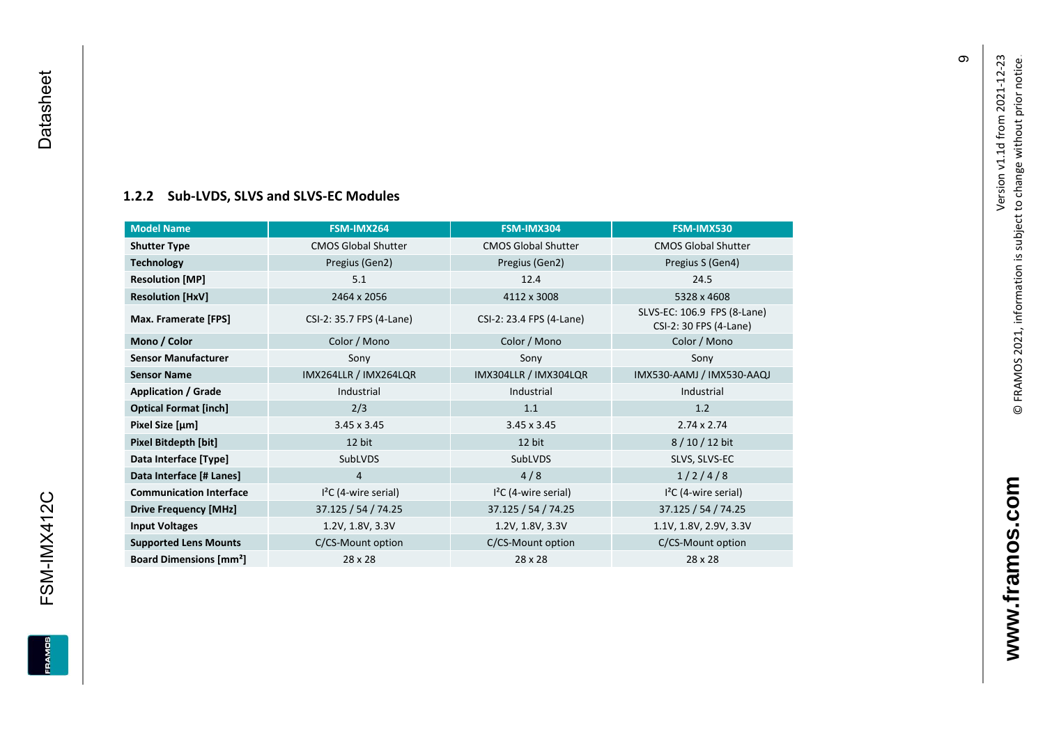### 1.2.2 Sub-LVDS, SLVS and SLVS-EC Modules

| Model Name | FSM-IMX264 | FSM-IMX304 | FSM-IMX530 |
|---|---|---|---|
| **Shutter Type** | CMOS Global Shutter | CMOS Global Shutter | CMOS Global Shutter |
| **Technology** | Pregius (Gen2) | Pregius (Gen2) | Pregius S (Gen4) |
| **Resolution [MP]** | 5.1 | 12.4 | 24.5 |
| **Resolution [HxV]** | 2464 x 2056 | 4112 x 3008 | 5328 x 4608 |
| **Max. Framerate [FPS]** | CSI-2: 35.7 FPS (4-Lane) | CSI-2: 23.4 FPS (4-Lane) | SLVS-EC: 106.9 FPS (8-Lane) CSI-2: 30 FPS (4-Lane) |
| **Mono / Color** | Color / Mono | Color / Mono | Color / Mono |
| **Sensor Manufacturer** | Sony | Sony | Sony |
| **Sensor Name** | IMX264LLR / IMX264LQR | IMX304LLR / IMX304LQR | IMX530-AAMJ / IMX530-AAQJ |
| **Application / Grade** | Industrial | Industrial | Industrial |
| **Optical Format [inch]** | 2/3 | 1.1 | 1.2 |
| **Pixel Size [µm]** | 3.45 x 3.45 | 3.45 x 3.45 | 2.74 x 2.74 |
| **Pixel Bitdepth [bit]** | 12 bit | 12 bit | 8 / 10 / 12 bit |
| **Data Interface [Type]** | SubLVDS | SubLVDS | SLVS, SLVS-EC |
| **Data Interface [# Lanes]** | 4 | 4 / 8 | 1 / 2 / 4 / 8 |
| **Communication Interface** | I²C (4-wire serial) | I²C (4-wire serial) | I²C (4-wire serial) |
| **Drive Frequency [MHz]** | 37.125 / 54 / 74.25 | 37.125 / 54 / 74.25 | 37.125 / 54 / 74.25 |
| **Input Voltages** | 1.2V, 1.8V, 3.3V | 1.2V, 1.8V, 3.3V | 1.1V, 1.8V, 2.9V, 3.3V |
| **Supported Lens Mounts** | C/CS-Mount option | C/CS-Mount option | C/CS-Mount option |
| **Board Dimensions [mm²]** | 28 x 28 | 28 x 28 | 28 x 28 |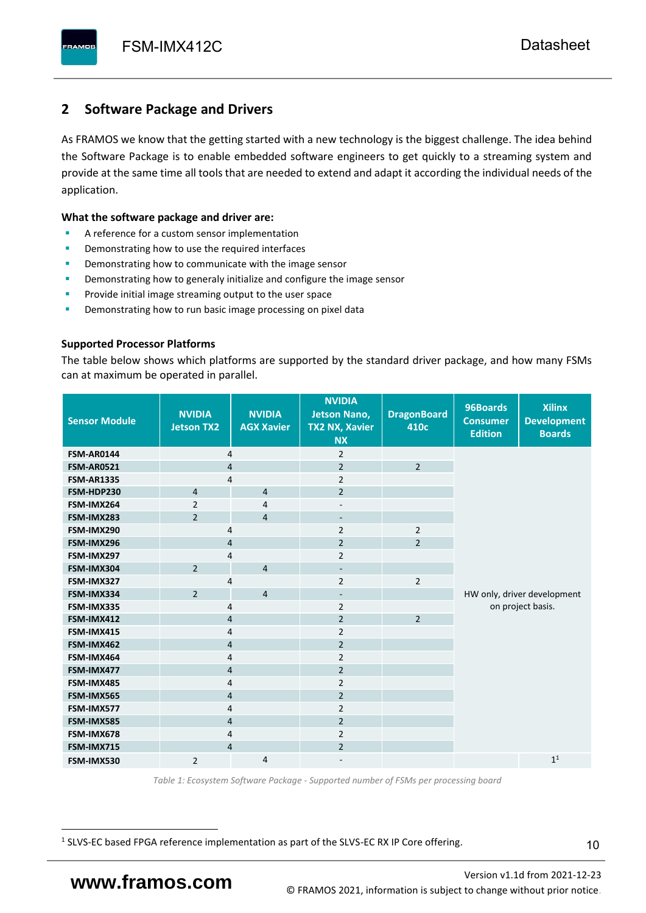## 2 Software Package and Drivers

As FRAMOS we know that the getting started with a new technology is the biggest challenge. The idea behind the Software Package is to enable embedded software engineers to get quickly to a streaming system and provide at the same time all tools that are needed to extend and adapt it according the individual needs of the application.

**What the software package and driver are:**

- A reference for a custom sensor implementation
- Demonstrating how to use the required interfaces
- Demonstrating how to communicate with the image sensor
- Demonstrating how to generaly initialize and configure the image sensor
- Provide initial image streaming output to the user space
- Demonstrating how to run basic image processing on pixel data

**Supported Processor Platforms**

The table below shows which platforms are supported by the standard driver package, and how many FSMs can at maximum be operated in parallel.

| Sensor Module | NVIDIA Jetson TX2 | NVIDIA AGX Xavier | NVIDIA Jetson Nano, TX2 NX, Xavier NX | DragonBoard 410c | 96Boards Consumer Edition | Xilinx Development Boards |
|---|---|---|---|---|---|---|
| FSM-AR0144 | 4 | | 2 | | HW only, driver development on project basis. | |
| FSM-AR0521 | 4 | | 2 | 2 | | |
| FSM-AR1335 | 4 | | 2 | | | |
| FSM-HDP230 | 4 | 4 | 2 | | | |
| FSM-IMX264 | 2 | 4 | - | | | |
| FSM-IMX283 | 2 | 4 | - | | | |
| FSM-IMX290 | 4 | | 2 | 2 | | |
| FSM-IMX296 | 4 | | 2 | 2 | | |
| FSM-IMX297 | 4 | | 2 | | | |
| FSM-IMX304 | 2 | 4 | - | | | |
| FSM-IMX327 | 4 | | 2 | 2 | | |
| FSM-IMX334 | 2 | 4 | - | | | |
| FSM-IMX335 | 4 | | 2 | | | |
| FSM-IMX412 | 4 | | 2 | 2 | | |
| FSM-IMX415 | 4 | | 2 | | | |
| FSM-IMX462 | 4 | | 2 | | | |
| FSM-IMX464 | 4 | | 2 | | | |
| FSM-IMX477 | 4 | | 2 | | | |
| FSM-IMX485 | 4 | | 2 | | | |
| FSM-IMX565 | 4 | | 2 | | | |
| FSM-IMX577 | 4 | | 2 | | | |
| FSM-IMX585 | 4 | | 2 | | | |
| FSM-IMX678 | 4 | | 2 | | | |
| FSM-IMX715 | 4 | | 2 | | | |
| FSM-IMX530 | 2 | 4 | - | | | 1[1] |

*Table 1: Ecosystem Software Package - Supported number of FSMs per processing board*

[1] SLVS-EC based FPGA reference implementation as part of the SLVS-EC RX IP Core offering.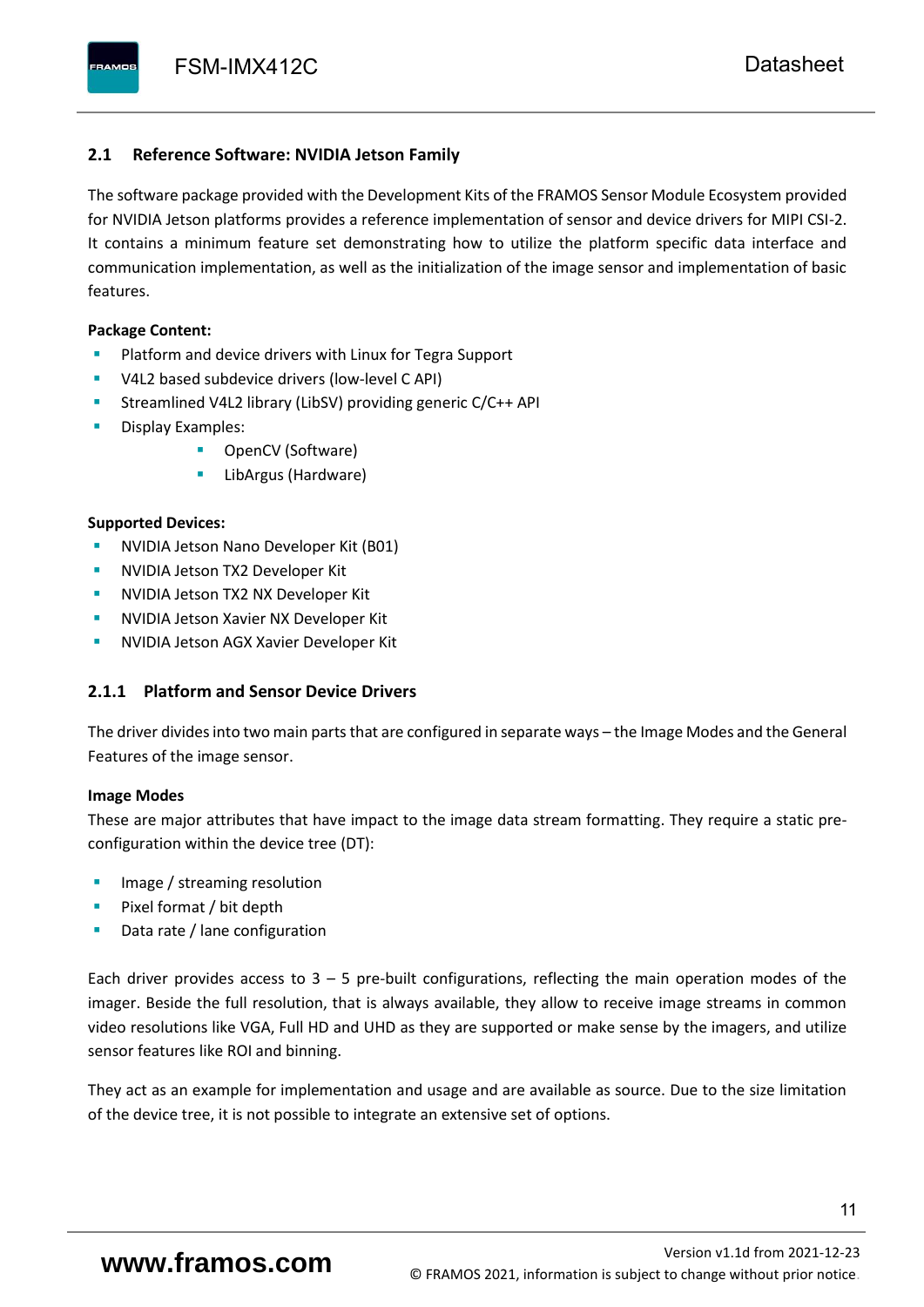## 2.1 Reference Software: NVIDIA Jetson Family

The software package provided with the Development Kits of the FRAMOS Sensor Module Ecosystem provided for NVIDIA Jetson platforms provides a reference implementation of sensor and device drivers for MIPI CSI-2. It contains a minimum feature set demonstrating how to utilize the platform specific data interface and communication implementation, as well as the initialization of the image sensor and implementation of basic features.

**Package Content:**

- Platform and device drivers with Linux for Tegra Support
- V4L2 based subdevice drivers (low-level C API)
- Streamlined V4L2 library (LibSV) providing generic C/C++ API
- Display Examples:
  - OpenCV (Software)
  - LibArgus (Hardware)

**Supported Devices:**

- NVIDIA Jetson Nano Developer Kit (B01)
- NVIDIA Jetson TX2 Developer Kit
- NVIDIA Jetson TX2 NX Developer Kit
- NVIDIA Jetson Xavier NX Developer Kit
- NVIDIA Jetson AGX Xavier Developer Kit

### 2.1.1 Platform and Sensor Device Drivers

The driver divides into two main parts that are configured in separate ways – the Image Modes and the General Features of the image sensor.

**Image Modes**

These are major attributes that have impact to the image data stream formatting. They require a static pre-configuration within the device tree (DT):

- Image / streaming resolution
- Pixel format / bit depth
- Data rate / lane configuration

Each driver provides access to 3 – 5 pre-built configurations, reflecting the main operation modes of the imager. Beside the full resolution, that is always available, they allow to receive image streams in common video resolutions like VGA, Full HD and UHD as they are supported or make sense by the imagers, and utilize sensor features like ROI and binning.

They act as an example for implementation and usage and are available as source. Due to the size limitation of the device tree, it is not possible to integrate an extensive set of options.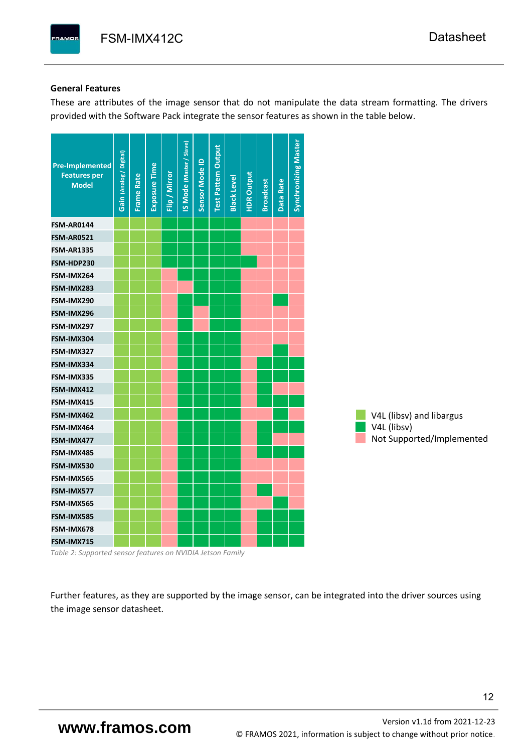**General Features**

These are attributes of the image sensor that do not manipulate the data stream formatting. The drivers provided with the Software Pack integrate the sensor features as shown in the table below.

| Pre-Implemented Features per Model | Gain (Analog / Digital) | Frame Rate | Exposure Time | Flip / Mirror | IS Mode (Master / Slave) | Sensor Mode ID | Test Pattern Output | Black Level | HDR Output | Broadcast | Data Rate | Synchronizing Master |
|---|---|---|---|---|---|---|---|---|---|---|---|---|
| FSM-AR0144 | V4L + libargus | V4L + libargus | V4L + libargus | V4L | V4L | V4L | V4L | V4L | – | – | – | – |
| FSM-AR0521 | V4L + libargus | V4L + libargus | V4L + libargus | V4L | V4L | V4L | V4L | V4L | – | – | – | – |
| FSM-AR1335 | V4L + libargus | V4L + libargus | V4L + libargus | V4L | V4L | V4L | V4L | V4L | – | – | – | – |
| FSM-HDP230 | V4L + libargus | V4L + libargus | V4L + libargus | V4L | V4L | V4L | V4L | V4L | V4L | – | – | – |
| FSM-IMX264 | V4L + libargus | V4L + libargus | V4L + libargus | – | V4L | V4L | V4L | V4L | – | – | – | – |
| FSM-IMX283 | V4L + libargus | V4L + libargus | V4L + libargus | – | – | V4L | V4L | V4L | – | – | – | – |
| FSM-IMX290 | V4L + libargus | V4L + libargus | V4L + libargus | – | V4L | V4L | V4L | V4L | – | – | V4L | – |
| FSM-IMX296 | V4L + libargus | V4L + libargus | V4L + libargus | – | V4L | – | V4L | V4L | – | – | – | – |
| FSM-IMX297 | V4L + libargus | V4L + libargus | V4L + libargus | – | V4L | – | V4L | V4L | – | – | – | – |
| FSM-IMX304 | V4L + libargus | V4L + libargus | V4L + libargus | – | V4L | V4L | V4L | V4L | – | – | – | – |
| FSM-IMX327 | V4L + libargus | V4L + libargus | V4L + libargus | – | V4L | V4L | V4L | V4L | – | – | V4L | – |
| FSM-IMX334 | V4L + libargus | V4L + libargus | V4L + libargus | – | V4L | V4L | V4L | V4L | – | V4L | V4L | V4L |
| FSM-IMX335 | V4L + libargus | V4L + libargus | V4L + libargus | – | V4L | V4L | V4L | V4L | – | V4L | V4L | V4L |
| FSM-IMX412 | V4L + libargus | V4L + libargus | V4L + libargus | – | V4L | V4L | V4L | V4L | – | V4L | – | – |
| FSM-IMX415 | V4L + libargus | V4L + libargus | V4L + libargus | – | V4L | V4L | V4L | V4L | – | V4L | V4L | V4L |
| FSM-IMX462 | V4L + libargus | V4L + libargus | V4L + libargus | – | V4L | V4L | V4L | V4L | – | – | V4L | – |
| FSM-IMX464 | V4L + libargus | V4L + libargus | V4L + libargus | – | V4L | V4L | V4L | V4L | – | V4L | V4L | V4L |
| FSM-IMX477 | V4L + libargus | V4L + libargus | V4L + libargus | – | V4L | V4L | V4L | V4L | – | V4L | – | – |
| FSM-IMX485 | V4L + libargus | V4L + libargus | V4L + libargus | – | V4L | V4L | V4L | V4L | – | V4L | V4L | V4L |
| FSM-IMX530 | V4L + libargus | V4L + libargus | V4L + libargus | – | V4L | V4L | V4L | V4L | – | – | – | – |
| FSM-IMX565 | V4L + libargus | V4L + libargus | V4L + libargus | – | V4L | V4L | V4L | V4L | – | – | – | – |
| FSM-IMX577 | V4L + libargus | V4L + libargus | V4L + libargus | – | V4L | V4L | V4L | V4L | – | V4L | – | – |
| FSM-IMX565 | V4L + libargus | V4L + libargus | V4L + libargus | – | V4L | V4L | V4L | V4L | – | – | V4L | – |
| FSM-IMX585 | V4L + libargus | V4L + libargus | V4L + libargus | – | V4L | V4L | V4L | V4L | – | V4L | V4L | V4L |
| FSM-IMX678 | V4L + libargus | V4L + libargus | V4L + libargus | – | V4L | V4L | V4L | V4L | – | V4L | V4L | V4L |
| FSM-IMX715 | V4L + libargus | V4L + libargus | V4L + libargus | – | V4L | V4L | V4L | V4L | – | V4L | V4L | V4L |

Legend:
- V4L + libargus: V4L (libsv) and libargus
- V4L: V4L (libsv)
- –: Not Supported/Implemented

*Table 2: Supported sensor features on NVIDIA Jetson Family*

Further features, as they are supported by the image sensor, can be integrated into the driver sources using the image sensor datasheet.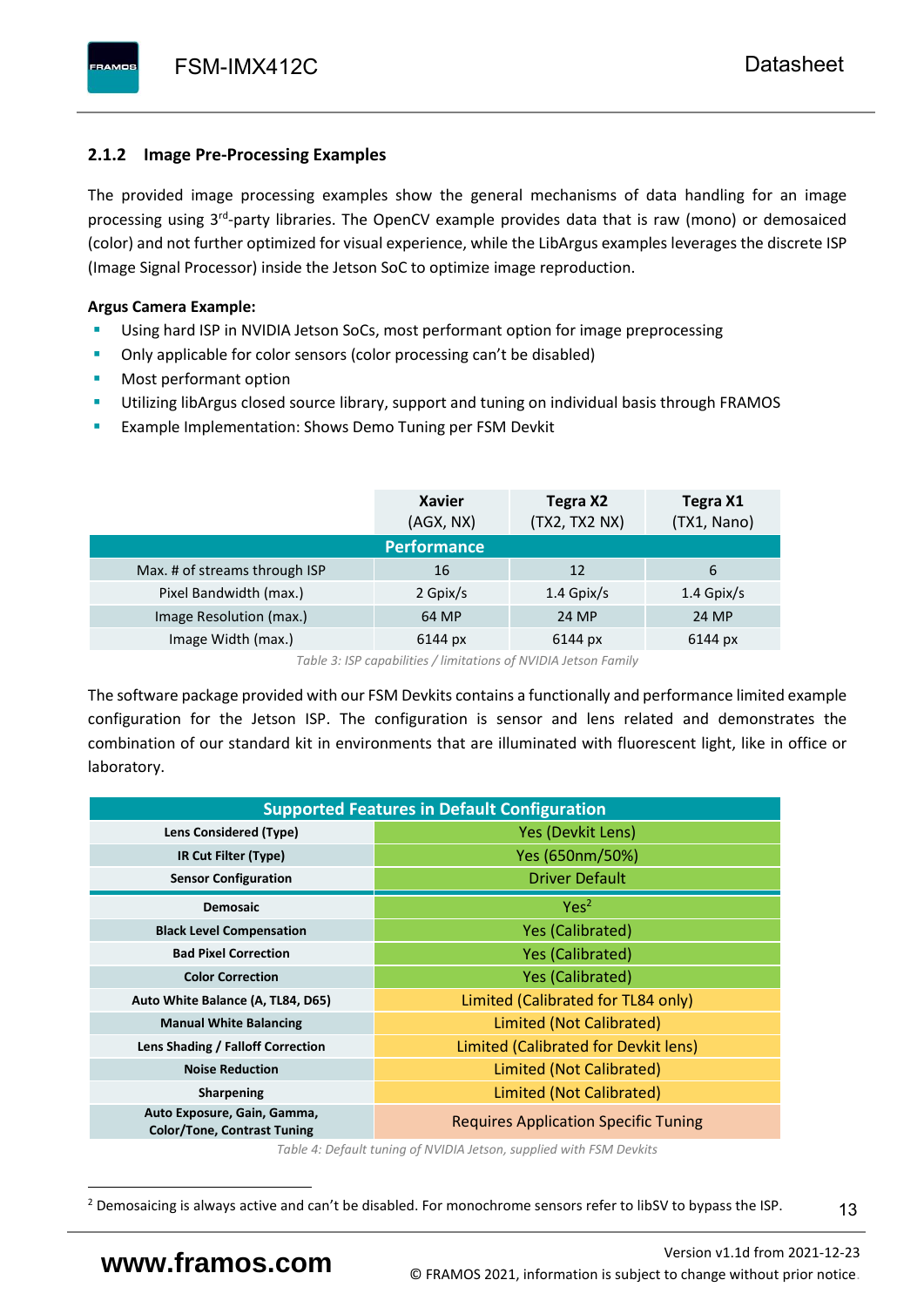### 2.1.2 Image Pre-Processing Examples

The provided image processing examples show the general mechanisms of data handling for an image processing using 3rd-party libraries. The OpenCV example provides data that is raw (mono) or demosaiced (color) and not further optimized for visual experience, while the LibArgus examples leverages the discrete ISP (Image Signal Processor) inside the Jetson SoC to optimize image reproduction.

**Argus Camera Example:**

- Using hard ISP in NVIDIA Jetson SoCs, most performant option for image preprocessing
- Only applicable for color sensors (color processing can't be disabled)
- Most performant option
- Utilizing libArgus closed source library, support and tuning on individual basis through FRAMOS
- Example Implementation: Shows Demo Tuning per FSM Devkit

| | Xavier (AGX, NX) | Tegra X2 (TX2, TX2 NX) | Tegra X1 (TX1, Nano) |
|---|---|---|---|
| **Performance** | | | |
| Max. # of streams through ISP | 16 | 12 | 6 |
| Pixel Bandwidth (max.) | 2 Gpix/s | 1.4 Gpix/s | 1.4 Gpix/s |
| Image Resolution (max.) | 64 MP | 24 MP | 24 MP |
| Image Width (max.) | 6144 px | 6144 px | 6144 px |

*Table 3: ISP capabilities / limitations of NVIDIA Jetson Family*

The software package provided with our FSM Devkits contains a functionally and performance limited example configuration for the Jetson ISP. The configuration is sensor and lens related and demonstrates the combination of our standard kit in environments that are illuminated with fluorescent light, like in office or laboratory.

| Supported Features in Default Configuration | |
|---|---|
| **Lens Considered (Type)** | Yes (Devkit Lens) |
| **IR Cut Filter (Type)** | Yes (650nm/50%) |
| **Sensor Configuration** | Driver Default |
| **Demosaic** | Yes[2] |
| **Black Level Compensation** | Yes (Calibrated) |
| **Bad Pixel Correction** | Yes (Calibrated) |
| **Color Correction** | Yes (Calibrated) |
| **Auto White Balance (A, TL84, D65)** | Limited (Calibrated for TL84 only) |
| **Manual White Balancing** | Limited (Not Calibrated) |
| **Lens Shading / Falloff Correction** | Limited (Calibrated for Devkit lens) |
| **Noise Reduction** | Limited (Not Calibrated) |
| **Sharpening** | Limited (Not Calibrated) |
| **Auto Exposure, Gain, Gamma, Color/Tone, Contrast Tuning** | Requires Application Specific Tuning |

*Table 4: Default tuning of NVIDIA Jetson, supplied with FSM Devkits*

[2] Demosaicing is always active and can't be disabled. For monochrome sensors refer to libSV to bypass the ISP.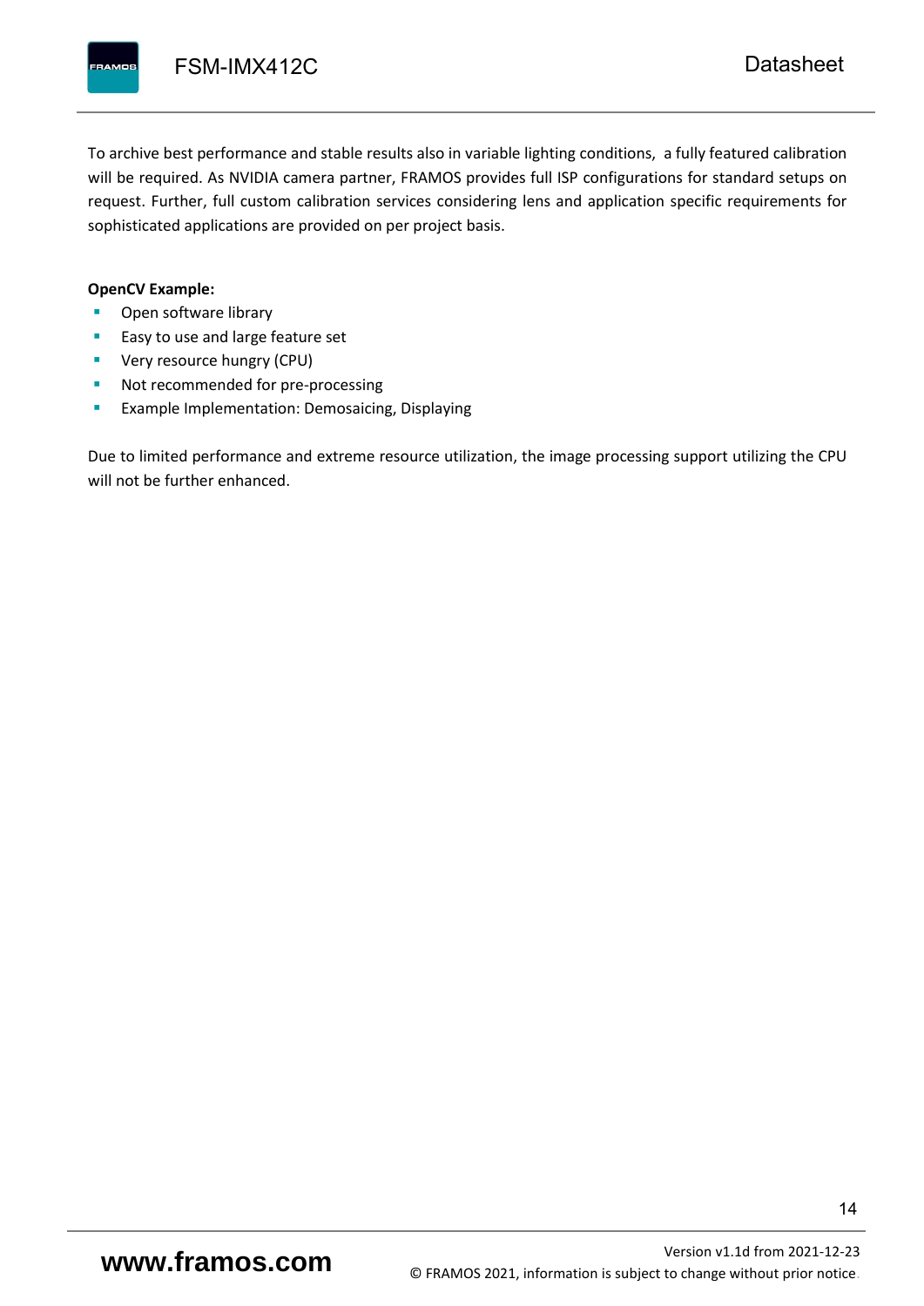To archive best performance and stable results also in variable lighting conditions, a fully featured calibration will be required. As NVIDIA camera partner, FRAMOS provides full ISP configurations for standard setups on request. Further, full custom calibration services considering lens and application specific requirements for sophisticated applications are provided on per project basis.

**OpenCV Example:**

- Open software library
- Easy to use and large feature set
- Very resource hungry (CPU)
- Not recommended for pre-processing
- Example Implementation: Demosaicing, Displaying

Due to limited performance and extreme resource utilization, the image processing support utilizing the CPU will not be further enhanced.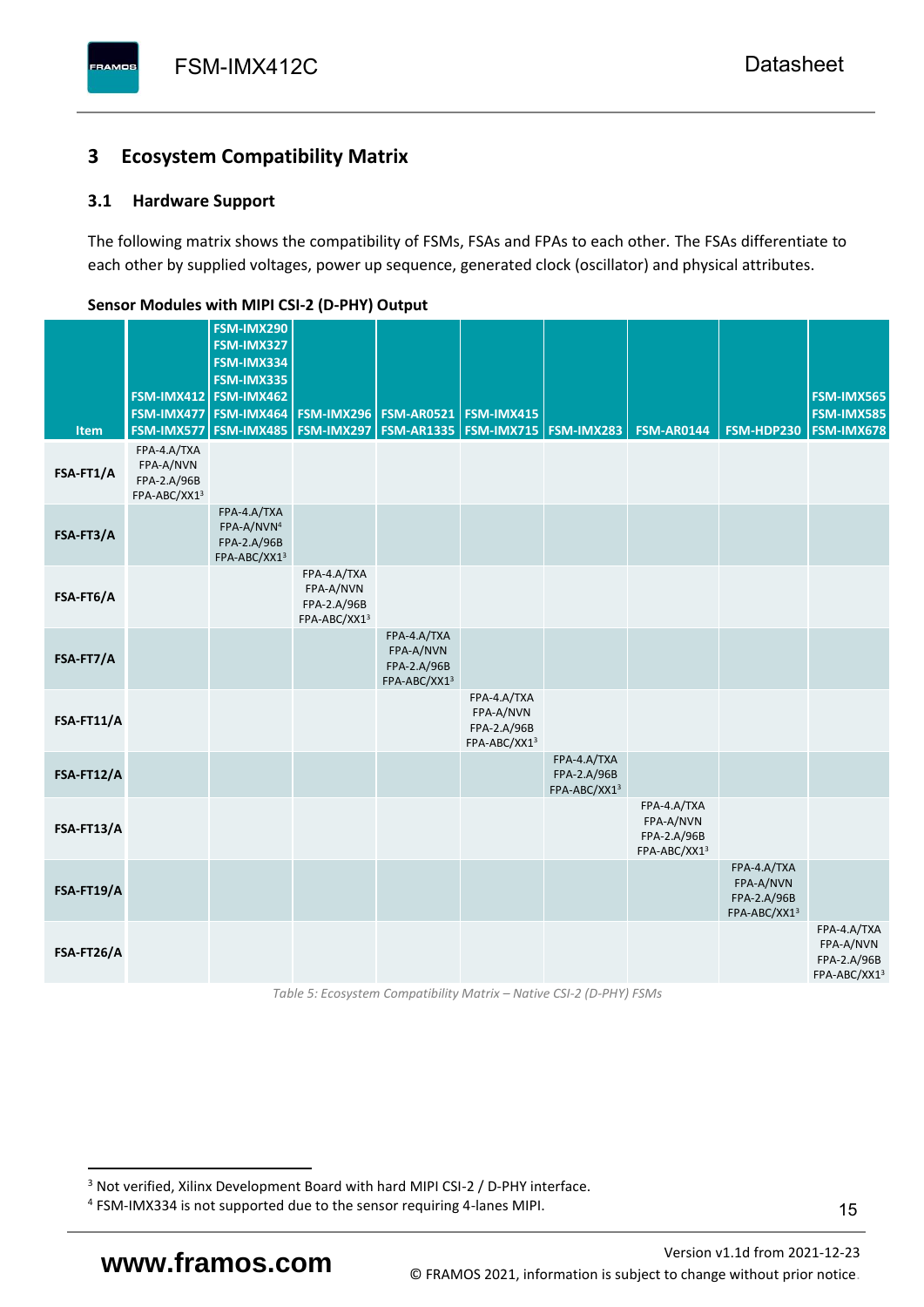## 3 Ecosystem Compatibility Matrix

### 3.1 Hardware Support

The following matrix shows the compatibility of FSMs, FSAs and FPAs to each other. The FSAs differentiate to each other by supplied voltages, power up sequence, generated clock (oscillator) and physical attributes.

**Sensor Modules with MIPI CSI-2 (D-PHY) Output**

| Item | FSM-IMX412 FSM-IMX477 FSM-IMX577 | FSM-IMX290 FSM-IMX327 FSM-IMX334 FSM-IMX335 FSM-IMX462 FSM-IMX464 FSM-IMX485 | FSM-IMX296 FSM-IMX297 | FSM-AR0521 FSM-AR1335 | FSM-IMX415 FSM-IMX715 | FSM-IMX283 | FSM-AR0144 | FSM-HDP230 | FSM-IMX565 FSM-IMX585 FSM-IMX678 |
|---|---|---|---|---|---|---|---|---|---|
| **FSA-FT1/A** | FPA-4.A/TXA FPA-A/NVN FPA-2.A/96B FPA-ABC/XX1[3] | | | | | | | | |
| **FSA-FT3/A** | | FPA-4.A/TXA FPA-A/NVN[4] FPA-2.A/96B FPA-ABC/XX1[3] | | | | | | | |
| **FSA-FT6/A** | | | FPA-4.A/TXA FPA-A/NVN FPA-2.A/96B FPA-ABC/XX1[3] | | | | | | |
| **FSA-FT7/A** | | | | FPA-4.A/TXA FPA-A/NVN FPA-2.A/96B FPA-ABC/XX1[3] | | | | | |
| **FSA-FT11/A** | | | | | FPA-4.A/TXA FPA-A/NVN FPA-2.A/96B FPA-ABC/XX1[3] | | | | |
| **FSA-FT12/A** | | | | | | FPA-4.A/TXA FPA-2.A/96B FPA-ABC/XX1[3] | | | |
| **FSA-FT13/A** | | | | | | | FPA-4.A/TXA FPA-A/NVN FPA-2.A/96B FPA-ABC/XX1[3] | | |
| **FSA-FT19/A** | | | | | | | | FPA-4.A/TXA FPA-A/NVN FPA-2.A/96B FPA-ABC/XX1[3] | |
| **FSA-FT26/A** | | | | | | | | | FPA-4.A/TXA FPA-A/NVN FPA-2.A/96B FPA-ABC/XX1[3] |

*Table 5: Ecosystem Compatibility Matrix – Native CSI-2 (D-PHY) FSMs*

[3] Not verified, Xilinx Development Board with hard MIPI CSI-2 / D-PHY interface.

[4] FSM-IMX334 is not supported due to the sensor requiring 4-lanes MIPI.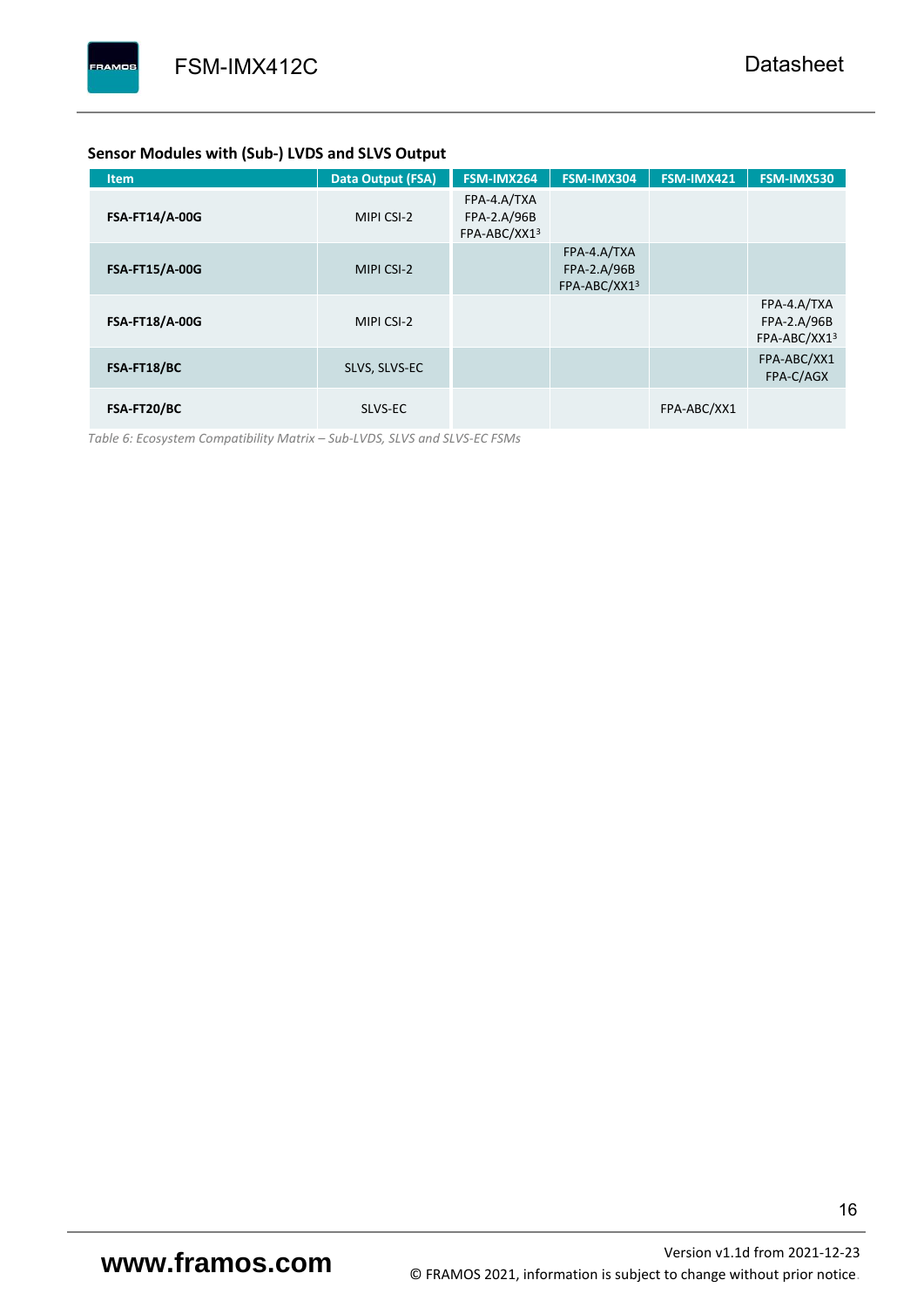### Sensor Modules with (Sub-) LVDS and SLVS Output

| Item | Data Output (FSA) | FSM-IMX264 | FSM-IMX304 | FSM-IMX421 | FSM-IMX530 |
|---|---|---|---|---|---|
| **FSA-FT14/A-00G** | MIPI CSI-2 | FPA-4.A/TXA<br>FPA-2.A/96B<br>FPA-ABC/XX1[3] | | | |
| **FSA-FT15/A-00G** | MIPI CSI-2 | | FPA-4.A/TXA<br>FPA-2.A/96B<br>FPA-ABC/XX1[3] | | |
| **FSA-FT18/A-00G** | MIPI CSI-2 | | | | FPA-4.A/TXA<br>FPA-2.A/96B<br>FPA-ABC/XX1[3] |
| **FSA-FT18/BC** | SLVS, SLVS-EC | | | | FPA-ABC/XX1<br>FPA-C/AGX |
| **FSA-FT20/BC** | SLVS-EC | | | FPA-ABC/XX1 | |

*Table 6: Ecosystem Compatibility Matrix – Sub-LVDS, SLVS and SLVS-EC FSMs*

Version v1.1d from 2021-12-23

© FRAMOS 2021, information is subject to change without prior notice.